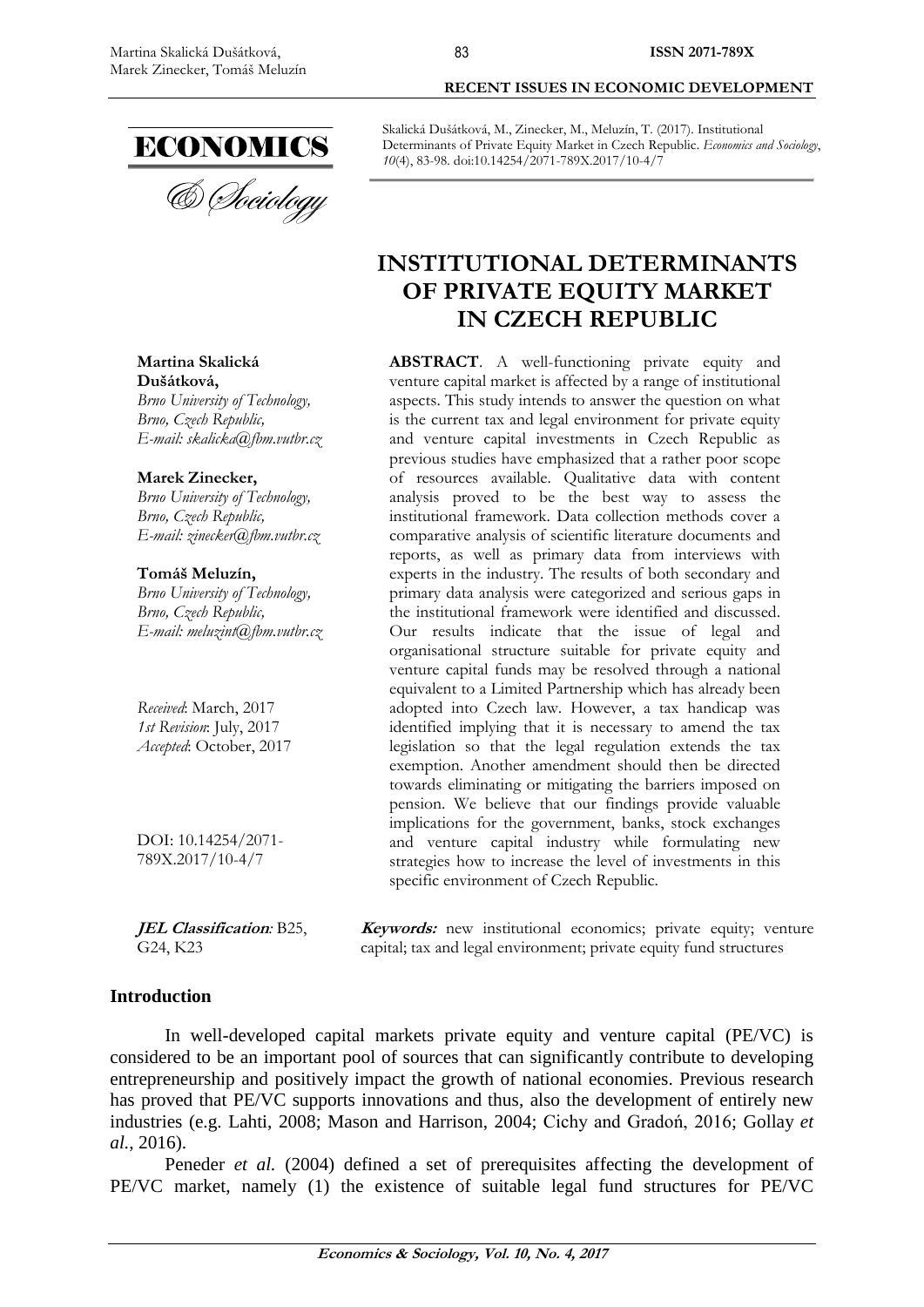Skalická Dušátková, M., Zinecker, M., Meluzín, T. (2017). Institutional Determinants of Private Equity Market in Czech Republic. *Economics and Sociology*, *10*(4), 83-98. doi:10.14254/2071-789X.2017/10-4/7

# INSTITUTIONAL DETERMINANTS OF PRIVATE EQUITY MARKET IN CZECH REPUBLIC

**Martina Skalická Dušátková,**
*Brno University of Technology, Brno, Czech Republic,*
*E-mail: skalicka@fbm.vutbr.cz*

**Marek Zinecker,**
*Brno University of Technology, Brno, Czech Republic,*
*E-mail: zinecker@fbm.vutbr.cz*

**Tomáš Meluzín,**
*Brno University of Technology, Brno, Czech Republic,*
*E-mail: meluzint@fbm.vutbr.cz*

*Received*: March, 2017
*1st Revision*: July, 2017
*Accepted*: October, 2017

DOI: 10.14254/2071-789X.2017/10-4/7

**ABSTRACT**. A well-functioning private equity and venture capital market is affected by a range of institutional aspects. This study intends to answer the question on what is the current tax and legal environment for private equity and venture capital investments in Czech Republic as previous studies have emphasized that a rather poor scope of resources available. Qualitative data with content analysis proved to be the best way to assess the institutional framework. Data collection methods cover a comparative analysis of scientific literature documents and reports, as well as primary data from interviews with experts in the industry. The results of both secondary and primary data analysis were categorized and serious gaps in the institutional framework were identified and discussed. Our results indicate that the issue of legal and organisational structure suitable for private equity and venture capital funds may be resolved through a national equivalent to a Limited Partnership which has already been adopted into Czech law. However, a tax handicap was identified implying that it is necessary to amend the tax legislation so that the legal regulation extends the tax exemption. Another amendment should then be directed towards eliminating or mitigating the barriers imposed on pension. We believe that our findings provide valuable implications for the government, banks, stock exchanges and venture capital industry while formulating new strategies how to increase the level of investments in this specific environment of Czech Republic.

***JEL Classification*:** B25, G24, K23

***Keywords:*** new institutional economics; private equity; venture capital; tax and legal environment; private equity fund structures

## Introduction

In well-developed capital markets private equity and venture capital (PE/VC) is considered to be an important pool of sources that can significantly contribute to developing entrepreneurship and positively impact the growth of national economies. Previous research has proved that PE/VC supports innovations and thus, also the development of entirely new industries (e.g. Lahti, 2008; Mason and Harrison, 2004; Cichy and Gradoń, 2016; Gollay *et al.*, 2016).

Peneder *et al.* (2004) defined a set of prerequisites affecting the development of PE/VC market, namely (1) the existence of suitable legal fund structures for PE/VC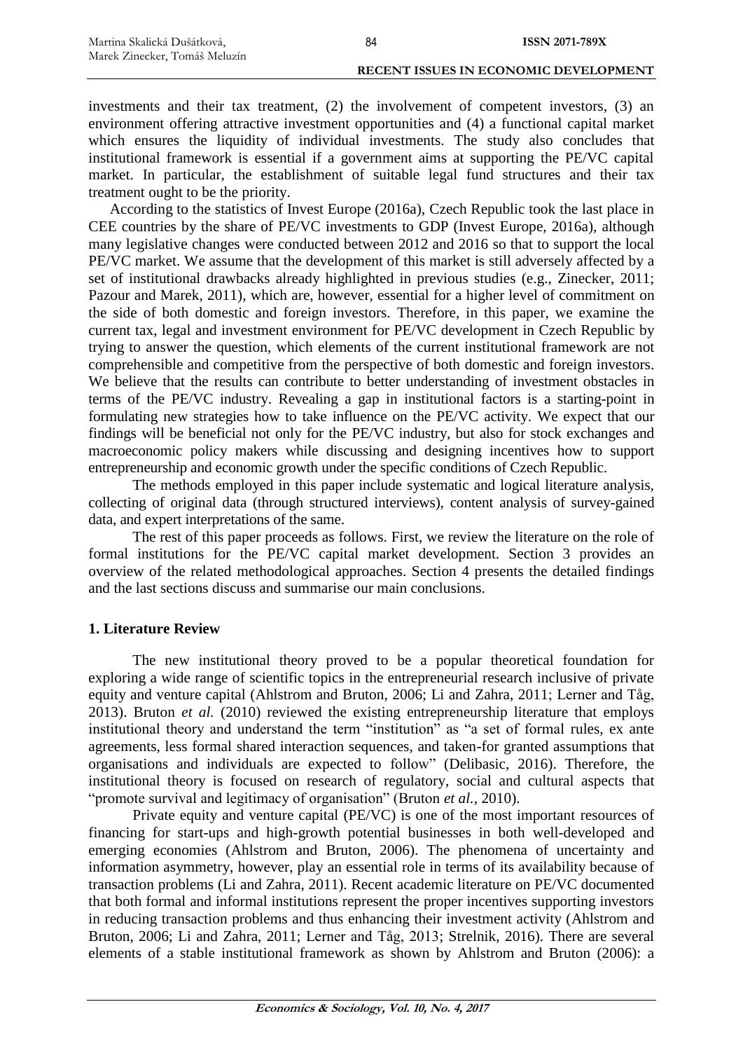investments and their tax treatment, (2) the involvement of competent investors, (3) an environment offering attractive investment opportunities and (4) a functional capital market which ensures the liquidity of individual investments. The study also concludes that institutional framework is essential if a government aims at supporting the PE/VC capital market. In particular, the establishment of suitable legal fund structures and their tax treatment ought to be the priority.

According to the statistics of Invest Europe (2016a), Czech Republic took the last place in CEE countries by the share of PE/VC investments to GDP (Invest Europe, 2016a), although many legislative changes were conducted between 2012 and 2016 so that to support the local PE/VC market. We assume that the development of this market is still adversely affected by a set of institutional drawbacks already highlighted in previous studies (e.g., Zinecker, 2011; Pazour and Marek, 2011), which are, however, essential for a higher level of commitment on the side of both domestic and foreign investors. Therefore, in this paper, we examine the current tax, legal and investment environment for PE/VC development in Czech Republic by trying to answer the question, which elements of the current institutional framework are not comprehensible and competitive from the perspective of both domestic and foreign investors. We believe that the results can contribute to better understanding of investment obstacles in terms of the PE/VC industry. Revealing a gap in institutional factors is a starting-point in formulating new strategies how to take influence on the PE/VC activity. We expect that our findings will be beneficial not only for the PE/VC industry, but also for stock exchanges and macroeconomic policy makers while discussing and designing incentives how to support entrepreneurship and economic growth under the specific conditions of Czech Republic.

The methods employed in this paper include systematic and logical literature analysis, collecting of original data (through structured interviews), content analysis of survey-gained data, and expert interpretations of the same.

The rest of this paper proceeds as follows. First, we review the literature on the role of formal institutions for the PE/VC capital market development. Section 3 provides an overview of the related methodological approaches. Section 4 presents the detailed findings and the last sections discuss and summarise our main conclusions.

## 1. Literature Review

The new institutional theory proved to be a popular theoretical foundation for exploring a wide range of scientific topics in the entrepreneurial research inclusive of private equity and venture capital (Ahlstrom and Bruton, 2006; Li and Zahra, 2011; Lerner and Tåg, 2013). Bruton *et al.* (2010) reviewed the existing entrepreneurship literature that employs institutional theory and understand the term "institution" as "a set of formal rules, ex ante agreements, less formal shared interaction sequences, and taken-for granted assumptions that organisations and individuals are expected to follow" (Delibasic, 2016). Therefore, the institutional theory is focused on research of regulatory, social and cultural aspects that "promote survival and legitimacy of organisation" (Bruton *et al.*, 2010).

Private equity and venture capital (PE/VC) is one of the most important resources of financing for start-ups and high-growth potential businesses in both well-developed and emerging economies (Ahlstrom and Bruton, 2006). The phenomena of uncertainty and information asymmetry, however, play an essential role in terms of its availability because of transaction problems (Li and Zahra, 2011). Recent academic literature on PE/VC documented that both formal and informal institutions represent the proper incentives supporting investors in reducing transaction problems and thus enhancing their investment activity (Ahlstrom and Bruton, 2006; Li and Zahra, 2011; Lerner and Tåg, 2013; Strelnik, 2016). There are several elements of a stable institutional framework as shown by Ahlstrom and Bruton (2006): a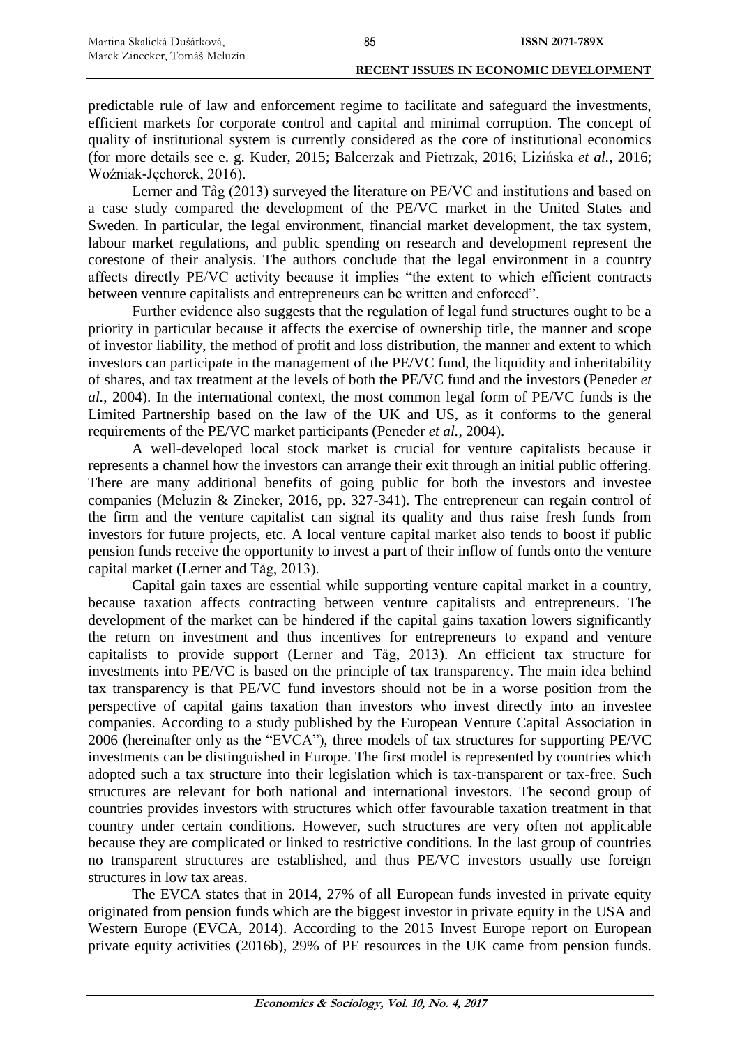predictable rule of law and enforcement regime to facilitate and safeguard the investments, efficient markets for corporate control and capital and minimal corruption. The concept of quality of institutional system is currently considered as the core of institutional economics (for more details see e. g. Kuder, 2015; Balcerzak and Pietrzak, 2016; Lizińska *et al.*, 2016; Woźniak-Jęchorek, 2016).

Lerner and Tåg (2013) surveyed the literature on PE/VC and institutions and based on a case study compared the development of the PE/VC market in the United States and Sweden. In particular, the legal environment, financial market development, the tax system, labour market regulations, and public spending on research and development represent the corestone of their analysis. The authors conclude that the legal environment in a country affects directly PE/VC activity because it implies "the extent to which efficient contracts between venture capitalists and entrepreneurs can be written and enforced".

Further evidence also suggests that the regulation of legal fund structures ought to be a priority in particular because it affects the exercise of ownership title, the manner and scope of investor liability, the method of profit and loss distribution, the manner and extent to which investors can participate in the management of the PE/VC fund, the liquidity and inheritability of shares, and tax treatment at the levels of both the PE/VC fund and the investors (Peneder *et al.*, 2004). In the international context, the most common legal form of PE/VC funds is the Limited Partnership based on the law of the UK and US, as it conforms to the general requirements of the PE/VC market participants (Peneder *et al.*, 2004).

A well-developed local stock market is crucial for venture capitalists because it represents a channel how the investors can arrange their exit through an initial public offering. There are many additional benefits of going public for both the investors and investee companies (Meluzin & Zineker, 2016, pp. 327-341). The entrepreneur can regain control of the firm and the venture capitalist can signal its quality and thus raise fresh funds from investors for future projects, etc. A local venture capital market also tends to boost if public pension funds receive the opportunity to invest a part of their inflow of funds onto the venture capital market (Lerner and Tåg, 2013).

Capital gain taxes are essential while supporting venture capital market in a country, because taxation affects contracting between venture capitalists and entrepreneurs. The development of the market can be hindered if the capital gains taxation lowers significantly the return on investment and thus incentives for entrepreneurs to expand and venture capitalists to provide support (Lerner and Tåg, 2013). An efficient tax structure for investments into PE/VC is based on the principle of tax transparency. The main idea behind tax transparency is that PE/VC fund investors should not be in a worse position from the perspective of capital gains taxation than investors who invest directly into an investee companies. According to a study published by the European Venture Capital Association in 2006 (hereinafter only as the "EVCA"), three models of tax structures for supporting PE/VC investments can be distinguished in Europe. The first model is represented by countries which adopted such a tax structure into their legislation which is tax-transparent or tax-free. Such structures are relevant for both national and international investors. The second group of countries provides investors with structures which offer favourable taxation treatment in that country under certain conditions. However, such structures are very often not applicable because they are complicated or linked to restrictive conditions. In the last group of countries no transparent structures are established, and thus PE/VC investors usually use foreign structures in low tax areas.

The EVCA states that in 2014, 27% of all European funds invested in private equity originated from pension funds which are the biggest investor in private equity in the USA and Western Europe (EVCA, 2014). According to the 2015 Invest Europe report on European private equity activities (2016b), 29% of PE resources in the UK came from pension funds.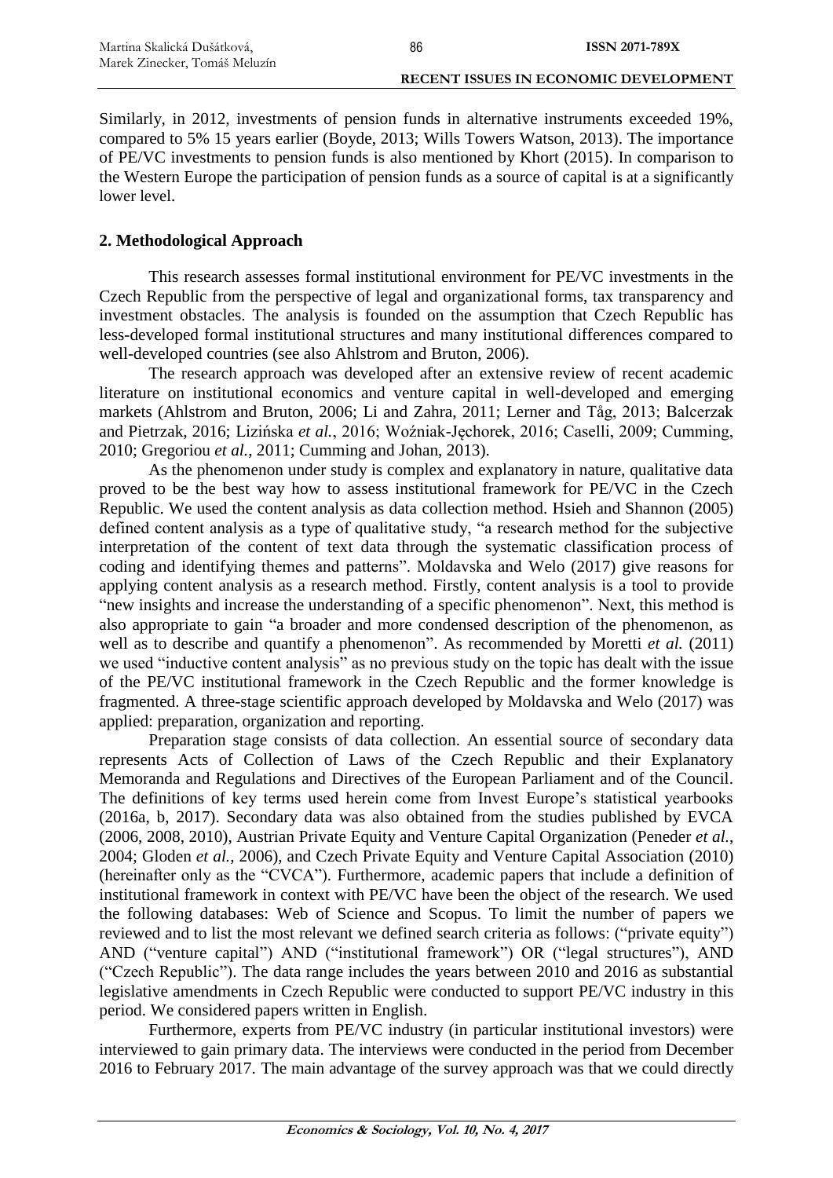Similarly, in 2012, investments of pension funds in alternative instruments exceeded 19%, compared to 5% 15 years earlier (Boyde, 2013; Wills Towers Watson, 2013). The importance of PE/VC investments to pension funds is also mentioned by Khort (2015). In comparison to the Western Europe the participation of pension funds as a source of capital is at a significantly lower level.

## 2. Methodological Approach

This research assesses formal institutional environment for PE/VC investments in the Czech Republic from the perspective of legal and organizational forms, tax transparency and investment obstacles. The analysis is founded on the assumption that Czech Republic has less-developed formal institutional structures and many institutional differences compared to well-developed countries (see also Ahlstrom and Bruton, 2006).

The research approach was developed after an extensive review of recent academic literature on institutional economics and venture capital in well-developed and emerging markets (Ahlstrom and Bruton, 2006; Li and Zahra, 2011; Lerner and Tåg, 2013; Balcerzak and Pietrzak, 2016; Lizińska *et al.*, 2016; Woźniak-Jęchorek, 2016; Caselli, 2009; Cumming, 2010; Gregoriou *et al.*, 2011; Cumming and Johan, 2013).

As the phenomenon under study is complex and explanatory in nature, qualitative data proved to be the best way how to assess institutional framework for PE/VC in the Czech Republic. We used the content analysis as data collection method. Hsieh and Shannon (2005) defined content analysis as a type of qualitative study, "a research method for the subjective interpretation of the content of text data through the systematic classification process of coding and identifying themes and patterns". Moldavska and Welo (2017) give reasons for applying content analysis as a research method. Firstly, content analysis is a tool to provide "new insights and increase the understanding of a specific phenomenon". Next, this method is also appropriate to gain "a broader and more condensed description of the phenomenon, as well as to describe and quantify a phenomenon". As recommended by Moretti *et al.* (2011) we used "inductive content analysis" as no previous study on the topic has dealt with the issue of the PE/VC institutional framework in the Czech Republic and the former knowledge is fragmented. A three-stage scientific approach developed by Moldavska and Welo (2017) was applied: preparation, organization and reporting.

Preparation stage consists of data collection. An essential source of secondary data represents Acts of Collection of Laws of the Czech Republic and their Explanatory Memoranda and Regulations and Directives of the European Parliament and of the Council. The definitions of key terms used herein come from Invest Europe's statistical yearbooks (2016a, b, 2017). Secondary data was also obtained from the studies published by EVCA (2006, 2008, 2010), Austrian Private Equity and Venture Capital Organization (Peneder *et al.*, 2004; Gloden *et al.*, 2006), and Czech Private Equity and Venture Capital Association (2010) (hereinafter only as the "CVCA"). Furthermore, academic papers that include a definition of institutional framework in context with PE/VC have been the object of the research. We used the following databases: Web of Science and Scopus. To limit the number of papers we reviewed and to list the most relevant we defined search criteria as follows: ("private equity") AND ("venture capital") AND ("institutional framework") OR ("legal structures"), AND ("Czech Republic"). The data range includes the years between 2010 and 2016 as substantial legislative amendments in Czech Republic were conducted to support PE/VC industry in this period. We considered papers written in English.

Furthermore, experts from PE/VC industry (in particular institutional investors) were interviewed to gain primary data. The interviews were conducted in the period from December 2016 to February 2017. The main advantage of the survey approach was that we could directly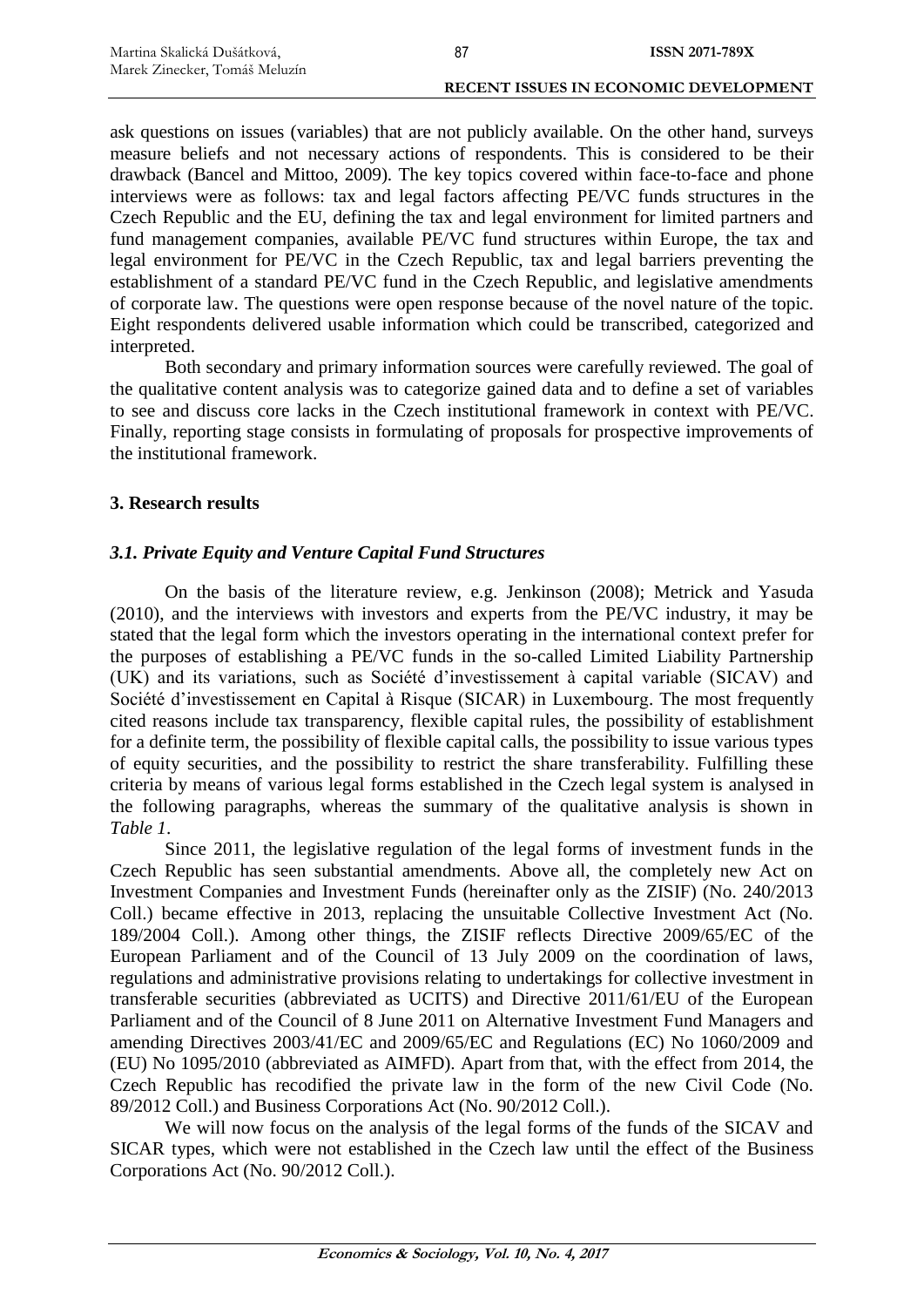ask questions on issues (variables) that are not publicly available. On the other hand, surveys measure beliefs and not necessary actions of respondents. This is considered to be their drawback (Bancel and Mittoo, 2009). The key topics covered within face-to-face and phone interviews were as follows: tax and legal factors affecting PE/VC funds structures in the Czech Republic and the EU, defining the tax and legal environment for limited partners and fund management companies, available PE/VC fund structures within Europe, the tax and legal environment for PE/VC in the Czech Republic, tax and legal barriers preventing the establishment of a standard PE/VC fund in the Czech Republic, and legislative amendments of corporate law. The questions were open response because of the novel nature of the topic. Eight respondents delivered usable information which could be transcribed, categorized and interpreted.

Both secondary and primary information sources were carefully reviewed. The goal of the qualitative content analysis was to categorize gained data and to define a set of variables to see and discuss core lacks in the Czech institutional framework in context with PE/VC. Finally, reporting stage consists in formulating of proposals for prospective improvements of the institutional framework.

## 3. Research results

### *3.1. Private Equity and Venture Capital Fund Structures*

On the basis of the literature review, e.g. Jenkinson (2008); Metrick and Yasuda (2010), and the interviews with investors and experts from the PE/VC industry, it may be stated that the legal form which the investors operating in the international context prefer for the purposes of establishing a PE/VC funds in the so-called Limited Liability Partnership (UK) and its variations, such as Société d'investissement à capital variable (SICAV) and Société d'investissement en Capital à Risque (SICAR) in Luxembourg. The most frequently cited reasons include tax transparency, flexible capital rules, the possibility of establishment for a definite term, the possibility of flexible capital calls, the possibility to issue various types of equity securities, and the possibility to restrict the share transferability. Fulfilling these criteria by means of various legal forms established in the Czech legal system is analysed in the following paragraphs, whereas the summary of the qualitative analysis is shown in *Table 1*.

Since 2011, the legislative regulation of the legal forms of investment funds in the Czech Republic has seen substantial amendments. Above all, the completely new Act on Investment Companies and Investment Funds (hereinafter only as the ZISIF) (No. 240/2013 Coll.) became effective in 2013, replacing the unsuitable Collective Investment Act (No. 189/2004 Coll.). Among other things, the ZISIF reflects Directive 2009/65/EC of the European Parliament and of the Council of 13 July 2009 on the coordination of laws, regulations and administrative provisions relating to undertakings for collective investment in transferable securities (abbreviated as UCITS) and Directive 2011/61/EU of the European Parliament and of the Council of 8 June 2011 on Alternative Investment Fund Managers and amending Directives 2003/41/EC and 2009/65/EC and Regulations (EC) No 1060/2009 and (EU) No 1095/2010 (abbreviated as AIMFD). Apart from that, with the effect from 2014, the Czech Republic has recodified the private law in the form of the new Civil Code (No. 89/2012 Coll.) and Business Corporations Act (No. 90/2012 Coll.).

We will now focus on the analysis of the legal forms of the funds of the SICAV and SICAR types, which were not established in the Czech law until the effect of the Business Corporations Act (No. 90/2012 Coll.).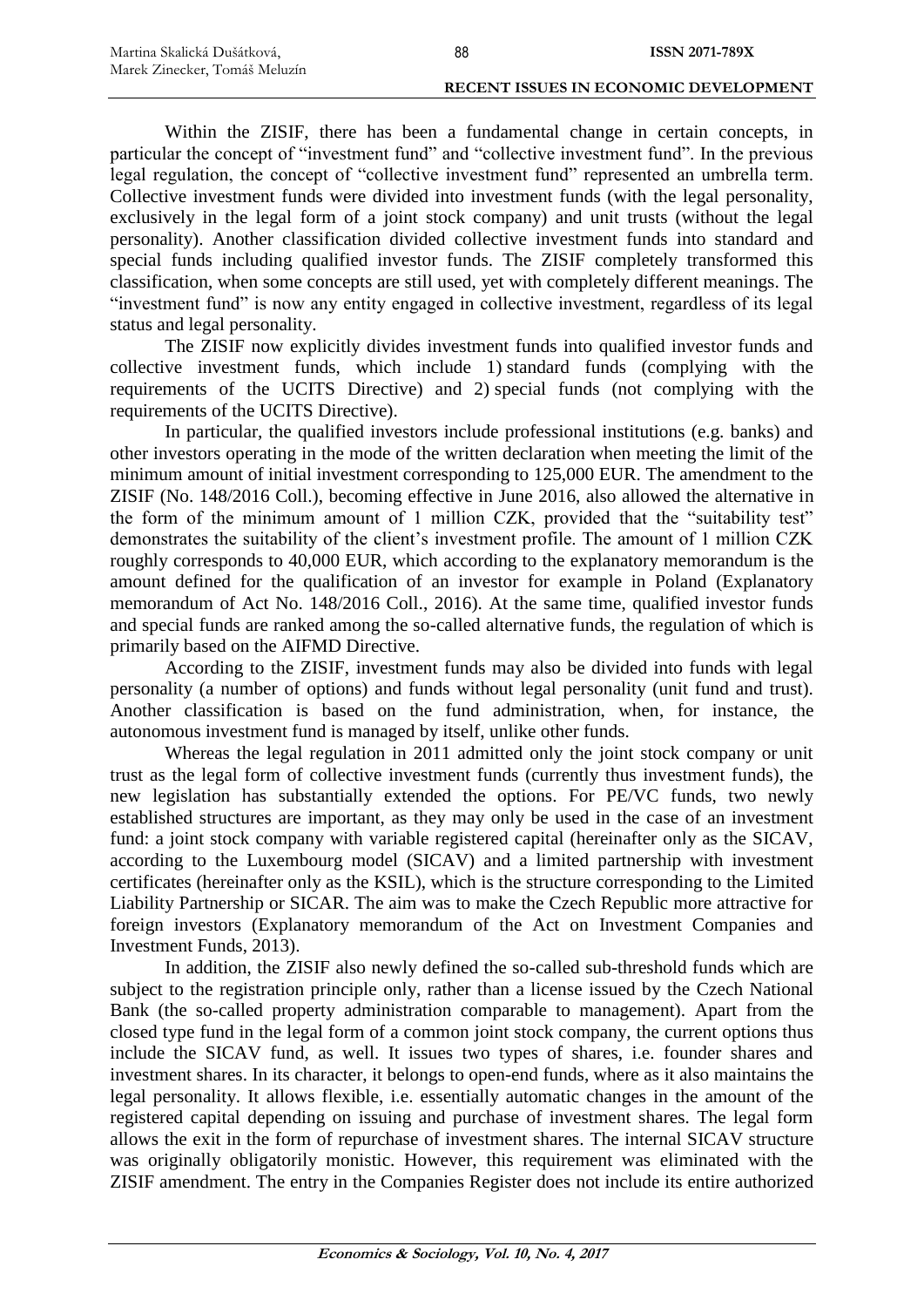Within the ZISIF, there has been a fundamental change in certain concepts, in particular the concept of "investment fund" and "collective investment fund". In the previous legal regulation, the concept of "collective investment fund" represented an umbrella term. Collective investment funds were divided into investment funds (with the legal personality, exclusively in the legal form of a joint stock company) and unit trusts (without the legal personality). Another classification divided collective investment funds into standard and special funds including qualified investor funds. The ZISIF completely transformed this classification, when some concepts are still used, yet with completely different meanings. The "investment fund" is now any entity engaged in collective investment, regardless of its legal status and legal personality.

The ZISIF now explicitly divides investment funds into qualified investor funds and collective investment funds, which include 1) standard funds (complying with the requirements of the UCITS Directive) and 2) special funds (not complying with the requirements of the UCITS Directive).

In particular, the qualified investors include professional institutions (e.g. banks) and other investors operating in the mode of the written declaration when meeting the limit of the minimum amount of initial investment corresponding to 125,000 EUR. The amendment to the ZISIF (No. 148/2016 Coll.), becoming effective in June 2016, also allowed the alternative in the form of the minimum amount of 1 million CZK, provided that the "suitability test" demonstrates the suitability of the client's investment profile. The amount of 1 million CZK roughly corresponds to 40,000 EUR, which according to the explanatory memorandum is the amount defined for the qualification of an investor for example in Poland (Explanatory memorandum of Act No. 148/2016 Coll., 2016). At the same time, qualified investor funds and special funds are ranked among the so-called alternative funds, the regulation of which is primarily based on the AIFMD Directive.

According to the ZISIF, investment funds may also be divided into funds with legal personality (a number of options) and funds without legal personality (unit fund and trust). Another classification is based on the fund administration, when, for instance, the autonomous investment fund is managed by itself, unlike other funds.

Whereas the legal regulation in 2011 admitted only the joint stock company or unit trust as the legal form of collective investment funds (currently thus investment funds), the new legislation has substantially extended the options. For PE/VC funds, two newly established structures are important, as they may only be used in the case of an investment fund: a joint stock company with variable registered capital (hereinafter only as the SICAV, according to the Luxembourg model (SICAV) and a limited partnership with investment certificates (hereinafter only as the KSIL), which is the structure corresponding to the Limited Liability Partnership or SICAR. The aim was to make the Czech Republic more attractive for foreign investors (Explanatory memorandum of the Act on Investment Companies and Investment Funds, 2013).

In addition, the ZISIF also newly defined the so-called sub-threshold funds which are subject to the registration principle only, rather than a license issued by the Czech National Bank (the so-called property administration comparable to management). Apart from the closed type fund in the legal form of a common joint stock company, the current options thus include the SICAV fund, as well. It issues two types of shares, i.e. founder shares and investment shares. In its character, it belongs to open-end funds, where as it also maintains the legal personality. It allows flexible, i.e. essentially automatic changes in the amount of the registered capital depending on issuing and purchase of investment shares. The legal form allows the exit in the form of repurchase of investment shares. The internal SICAV structure was originally obligatorily monistic. However, this requirement was eliminated with the ZISIF amendment. The entry in the Companies Register does not include its entire authorized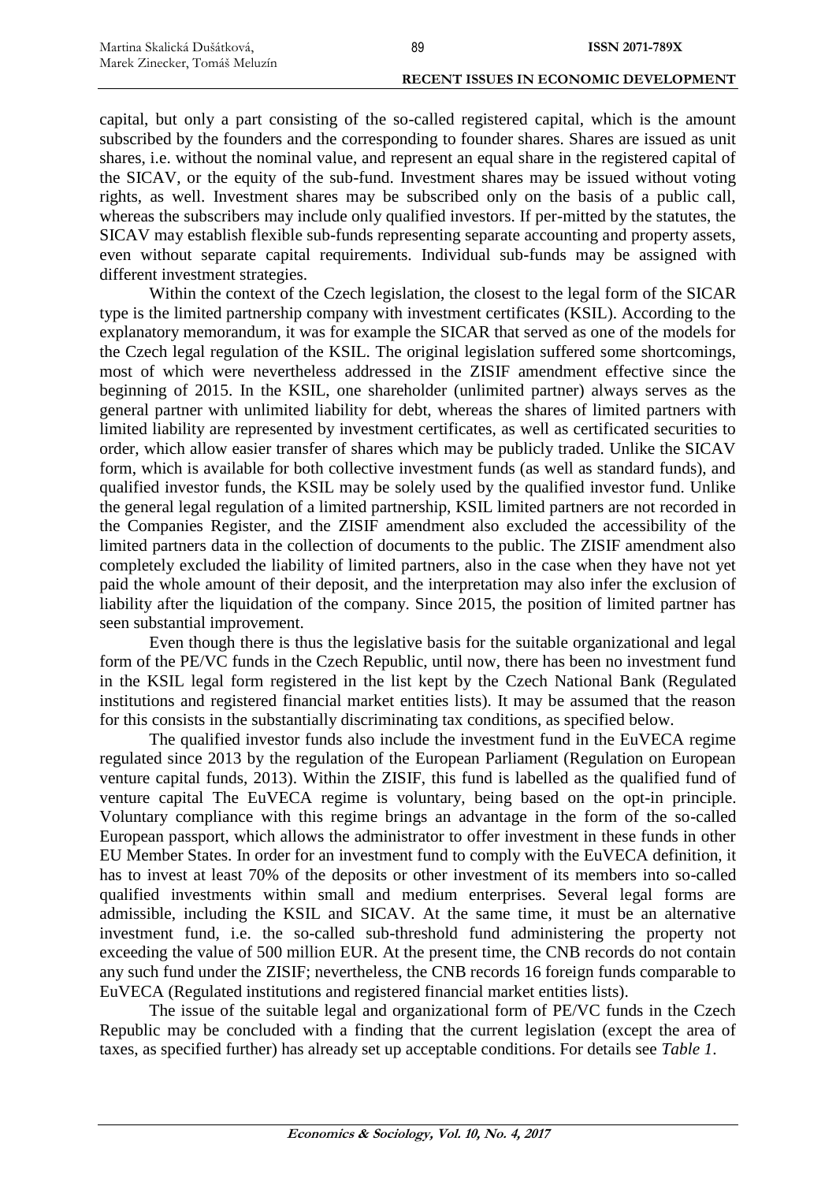capital, but only a part consisting of the so-called registered capital, which is the amount subscribed by the founders and the corresponding to founder shares. Shares are issued as unit shares, i.e. without the nominal value, and represent an equal share in the registered capital of the SICAV, or the equity of the sub-fund. Investment shares may be issued without voting rights, as well. Investment shares may be subscribed only on the basis of a public call, whereas the subscribers may include only qualified investors. If per-mitted by the statutes, the SICAV may establish flexible sub-funds representing separate accounting and property assets, even without separate capital requirements. Individual sub-funds may be assigned with different investment strategies.

Within the context of the Czech legislation, the closest to the legal form of the SICAR type is the limited partnership company with investment certificates (KSIL). According to the explanatory memorandum, it was for example the SICAR that served as one of the models for the Czech legal regulation of the KSIL. The original legislation suffered some shortcomings, most of which were nevertheless addressed in the ZISIF amendment effective since the beginning of 2015. In the KSIL, one shareholder (unlimited partner) always serves as the general partner with unlimited liability for debt, whereas the shares of limited partners with limited liability are represented by investment certificates, as well as certificated securities to order, which allow easier transfer of shares which may be publicly traded. Unlike the SICAV form, which is available for both collective investment funds (as well as standard funds), and qualified investor funds, the KSIL may be solely used by the qualified investor fund. Unlike the general legal regulation of a limited partnership, KSIL limited partners are not recorded in the Companies Register, and the ZISIF amendment also excluded the accessibility of the limited partners data in the collection of documents to the public. The ZISIF amendment also completely excluded the liability of limited partners, also in the case when they have not yet paid the whole amount of their deposit, and the interpretation may also infer the exclusion of liability after the liquidation of the company. Since 2015, the position of limited partner has seen substantial improvement.

Even though there is thus the legislative basis for the suitable organizational and legal form of the PE/VC funds in the Czech Republic, until now, there has been no investment fund in the KSIL legal form registered in the list kept by the Czech National Bank (Regulated institutions and registered financial market entities lists). It may be assumed that the reason for this consists in the substantially discriminating tax conditions, as specified below.

The qualified investor funds also include the investment fund in the EuVECA regime regulated since 2013 by the regulation of the European Parliament (Regulation on European venture capital funds, 2013). Within the ZISIF, this fund is labelled as the qualified fund of venture capital The EuVECA regime is voluntary, being based on the opt-in principle. Voluntary compliance with this regime brings an advantage in the form of the so-called European passport, which allows the administrator to offer investment in these funds in other EU Member States. In order for an investment fund to comply with the EuVECA definition, it has to invest at least 70% of the deposits or other investment of its members into so-called qualified investments within small and medium enterprises. Several legal forms are admissible, including the KSIL and SICAV. At the same time, it must be an alternative investment fund, i.e. the so-called sub-threshold fund administering the property not exceeding the value of 500 million EUR. At the present time, the CNB records do not contain any such fund under the ZISIF; nevertheless, the CNB records 16 foreign funds comparable to EuVECA (Regulated institutions and registered financial market entities lists).

The issue of the suitable legal and organizational form of PE/VC funds in the Czech Republic may be concluded with a finding that the current legislation (except the area of taxes, as specified further) has already set up acceptable conditions. For details see *Table 1*.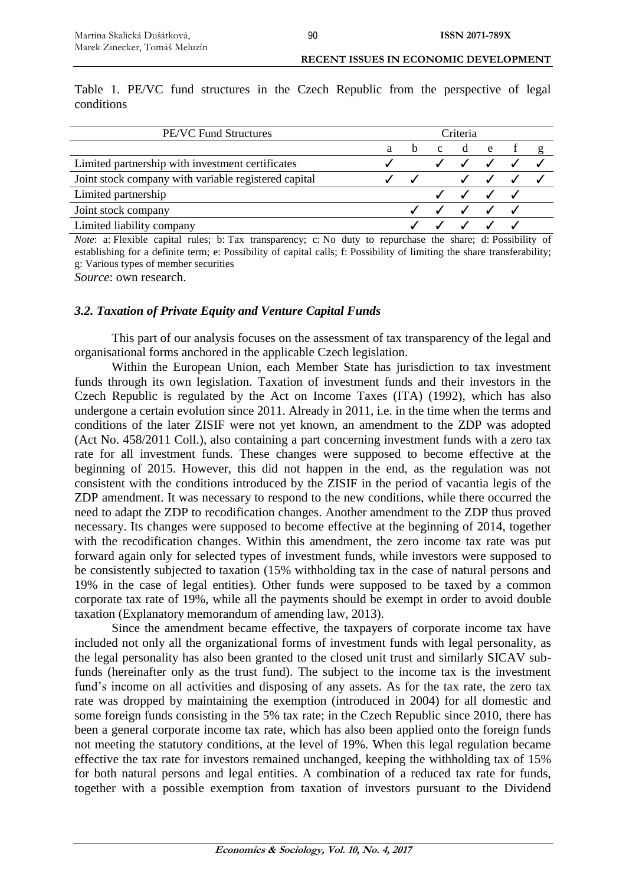Table 1. PE/VC fund structures in the Czech Republic from the perspective of legal conditions

| PE/VC Fund Structures | Criteria | | | | | | |
|---|---|---|---|---|---|---|---|
| | a | b | c | d | e | f | g |
| Limited partnership with investment certificates | ✓ | | ✓ | ✓ | ✓ | ✓ | ✓ |
| Joint stock company with variable registered capital | ✓ | ✓ | | ✓ | ✓ | ✓ | ✓ |
| Limited partnership | | | ✓ | ✓ | ✓ | ✓ | |
| Joint stock company | | ✓ | ✓ | ✓ | ✓ | ✓ | |
| Limited liability company | | ✓ | ✓ | ✓ | ✓ | ✓ | |

*Note*: a: Flexible capital rules; b: Tax transparency; c: No duty to repurchase the share; d: Possibility of establishing for a definite term; e: Possibility of capital calls; f: Possibility of limiting the share transferability; g: Various types of member securities

*Source*: own research.

### *3.2. Taxation of Private Equity and Venture Capital Funds*

This part of our analysis focuses on the assessment of tax transparency of the legal and organisational forms anchored in the applicable Czech legislation.

Within the European Union, each Member State has jurisdiction to tax investment funds through its own legislation. Taxation of investment funds and their investors in the Czech Republic is regulated by the Act on Income Taxes (ITA) (1992), which has also undergone a certain evolution since 2011. Already in 2011, i.e. in the time when the terms and conditions of the later ZISIF were not yet known, an amendment to the ZDP was adopted (Act No. 458/2011 Coll.), also containing a part concerning investment funds with a zero tax rate for all investment funds. These changes were supposed to become effective at the beginning of 2015. However, this did not happen in the end, as the regulation was not consistent with the conditions introduced by the ZISIF in the period of vacantia legis of the ZDP amendment. It was necessary to respond to the new conditions, while there occurred the need to adapt the ZDP to recodification changes. Another amendment to the ZDP thus proved necessary. Its changes were supposed to become effective at the beginning of 2014, together with the recodification changes. Within this amendment, the zero income tax rate was put forward again only for selected types of investment funds, while investors were supposed to be consistently subjected to taxation (15% withholding tax in the case of natural persons and 19% in the case of legal entities). Other funds were supposed to be taxed by a common corporate tax rate of 19%, while all the payments should be exempt in order to avoid double taxation (Explanatory memorandum of amending law, 2013).

Since the amendment became effective, the taxpayers of corporate income tax have included not only all the organizational forms of investment funds with legal personality, as the legal personality has also been granted to the closed unit trust and similarly SICAV sub-funds (hereinafter only as the trust fund). The subject to the income tax is the investment fund's income on all activities and disposing of any assets. As for the tax rate, the zero tax rate was dropped by maintaining the exemption (introduced in 2004) for all domestic and some foreign funds consisting in the 5% tax rate; in the Czech Republic since 2010, there has been a general corporate income tax rate, which has also been applied onto the foreign funds not meeting the statutory conditions, at the level of 19%. When this legal regulation became effective the tax rate for investors remained unchanged, keeping the withholding tax of 15% for both natural persons and legal entities. A combination of a reduced tax rate for funds, together with a possible exemption from taxation of investors pursuant to the Dividend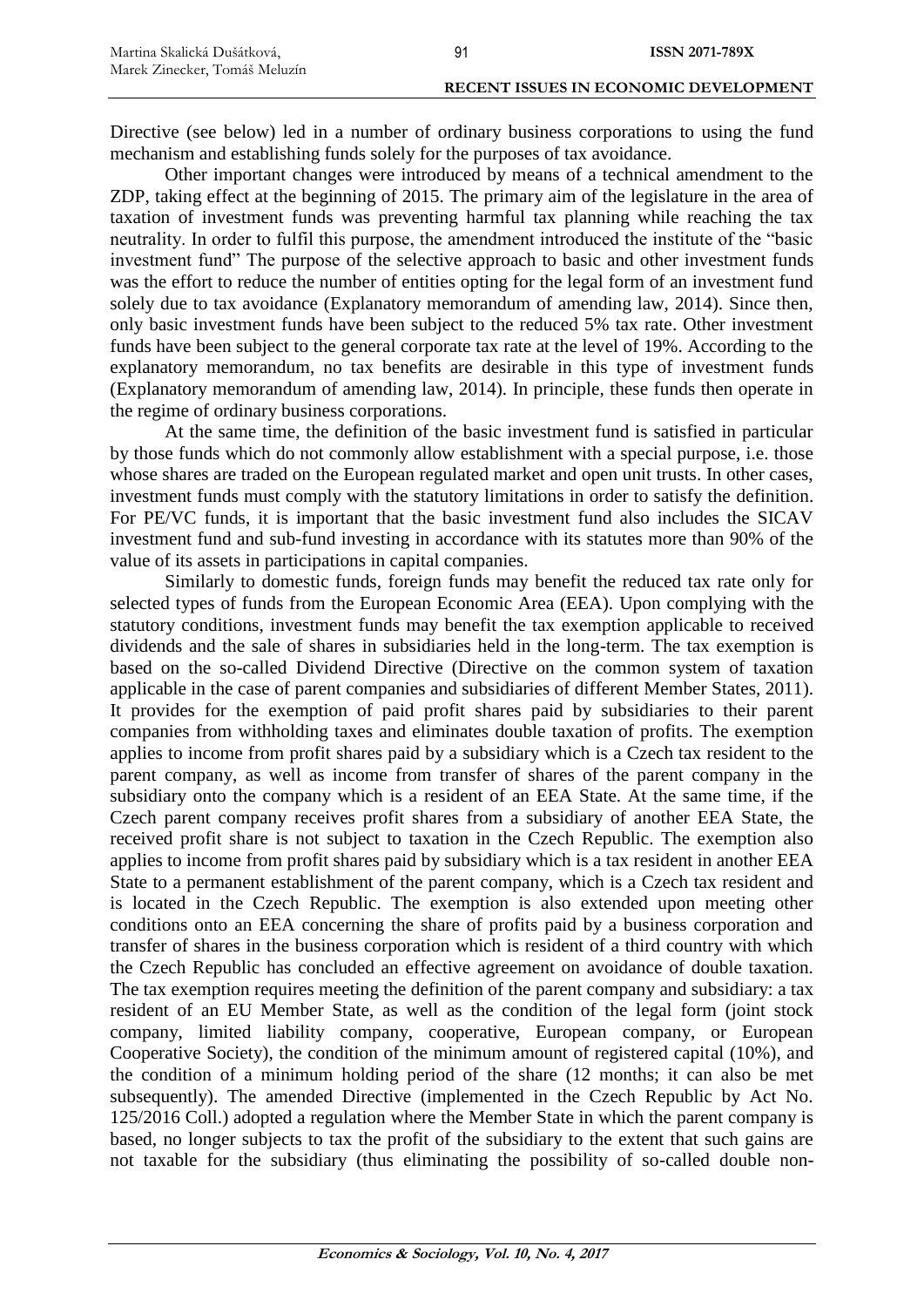Directive (see below) led in a number of ordinary business corporations to using the fund mechanism and establishing funds solely for the purposes of tax avoidance.

Other important changes were introduced by means of a technical amendment to the ZDP, taking effect at the beginning of 2015. The primary aim of the legislature in the area of taxation of investment funds was preventing harmful tax planning while reaching the tax neutrality. In order to fulfil this purpose, the amendment introduced the institute of the "basic investment fund" The purpose of the selective approach to basic and other investment funds was the effort to reduce the number of entities opting for the legal form of an investment fund solely due to tax avoidance (Explanatory memorandum of amending law, 2014). Since then, only basic investment funds have been subject to the reduced 5% tax rate. Other investment funds have been subject to the general corporate tax rate at the level of 19%. According to the explanatory memorandum, no tax benefits are desirable in this type of investment funds (Explanatory memorandum of amending law, 2014). In principle, these funds then operate in the regime of ordinary business corporations.

At the same time, the definition of the basic investment fund is satisfied in particular by those funds which do not commonly allow establishment with a special purpose, i.e. those whose shares are traded on the European regulated market and open unit trusts. In other cases, investment funds must comply with the statutory limitations in order to satisfy the definition. For PE/VC funds, it is important that the basic investment fund also includes the SICAV investment fund and sub-fund investing in accordance with its statutes more than 90% of the value of its assets in participations in capital companies.

Similarly to domestic funds, foreign funds may benefit the reduced tax rate only for selected types of funds from the European Economic Area (EEA). Upon complying with the statutory conditions, investment funds may benefit the tax exemption applicable to received dividends and the sale of shares in subsidiaries held in the long-term. The tax exemption is based on the so-called Dividend Directive (Directive on the common system of taxation applicable in the case of parent companies and subsidiaries of different Member States, 2011). It provides for the exemption of paid profit shares paid by subsidiaries to their parent companies from withholding taxes and eliminates double taxation of profits. The exemption applies to income from profit shares paid by a subsidiary which is a Czech tax resident to the parent company, as well as income from transfer of shares of the parent company in the subsidiary onto the company which is a resident of an EEA State. At the same time, if the Czech parent company receives profit shares from a subsidiary of another EEA State, the received profit share is not subject to taxation in the Czech Republic. The exemption also applies to income from profit shares paid by subsidiary which is a tax resident in another EEA State to a permanent establishment of the parent company, which is a Czech tax resident and is located in the Czech Republic. The exemption is also extended upon meeting other conditions onto an EEA concerning the share of profits paid by a business corporation and transfer of shares in the business corporation which is resident of a third country with which the Czech Republic has concluded an effective agreement on avoidance of double taxation. The tax exemption requires meeting the definition of the parent company and subsidiary: a tax resident of an EU Member State, as well as the condition of the legal form (joint stock company, limited liability company, cooperative, European company, or European Cooperative Society), the condition of the minimum amount of registered capital (10%), and the condition of a minimum holding period of the share (12 months; it can also be met subsequently). The amended Directive (implemented in the Czech Republic by Act No. 125/2016 Coll.) adopted a regulation where the Member State in which the parent company is based, no longer subjects to tax the profit of the subsidiary to the extent that such gains are not taxable for the subsidiary (thus eliminating the possibility of so-called double non-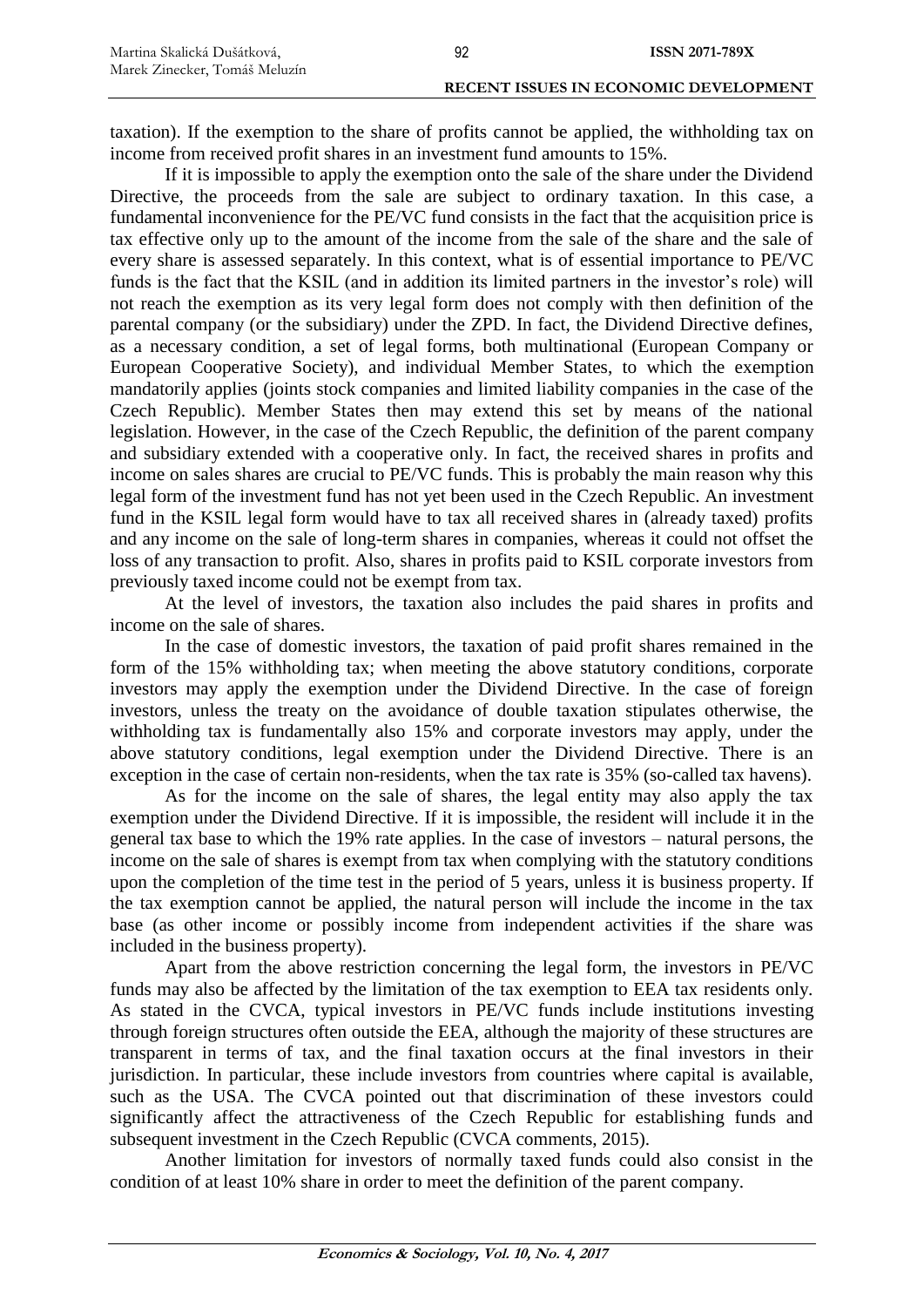taxation). If the exemption to the share of profits cannot be applied, the withholding tax on income from received profit shares in an investment fund amounts to 15%.

If it is impossible to apply the exemption onto the sale of the share under the Dividend Directive, the proceeds from the sale are subject to ordinary taxation. In this case, a fundamental inconvenience for the PE/VC fund consists in the fact that the acquisition price is tax effective only up to the amount of the income from the sale of the share and the sale of every share is assessed separately. In this context, what is of essential importance to PE/VC funds is the fact that the KSIL (and in addition its limited partners in the investor's role) will not reach the exemption as its very legal form does not comply with then definition of the parental company (or the subsidiary) under the ZPD. In fact, the Dividend Directive defines, as a necessary condition, a set of legal forms, both multinational (European Company or European Cooperative Society), and individual Member States, to which the exemption mandatorily applies (joints stock companies and limited liability companies in the case of the Czech Republic). Member States then may extend this set by means of the national legislation. However, in the case of the Czech Republic, the definition of the parent company and subsidiary extended with a cooperative only. In fact, the received shares in profits and income on sales shares are crucial to PE/VC funds. This is probably the main reason why this legal form of the investment fund has not yet been used in the Czech Republic. An investment fund in the KSIL legal form would have to tax all received shares in (already taxed) profits and any income on the sale of long-term shares in companies, whereas it could not offset the loss of any transaction to profit. Also, shares in profits paid to KSIL corporate investors from previously taxed income could not be exempt from tax.

At the level of investors, the taxation also includes the paid shares in profits and income on the sale of shares.

In the case of domestic investors, the taxation of paid profit shares remained in the form of the 15% withholding tax; when meeting the above statutory conditions, corporate investors may apply the exemption under the Dividend Directive. In the case of foreign investors, unless the treaty on the avoidance of double taxation stipulates otherwise, the withholding tax is fundamentally also 15% and corporate investors may apply, under the above statutory conditions, legal exemption under the Dividend Directive. There is an exception in the case of certain non-residents, when the tax rate is 35% (so-called tax havens).

As for the income on the sale of shares, the legal entity may also apply the tax exemption under the Dividend Directive. If it is impossible, the resident will include it in the general tax base to which the 19% rate applies. In the case of investors – natural persons, the income on the sale of shares is exempt from tax when complying with the statutory conditions upon the completion of the time test in the period of 5 years, unless it is business property. If the tax exemption cannot be applied, the natural person will include the income in the tax base (as other income or possibly income from independent activities if the share was included in the business property).

Apart from the above restriction concerning the legal form, the investors in PE/VC funds may also be affected by the limitation of the tax exemption to EEA tax residents only. As stated in the CVCA, typical investors in PE/VC funds include institutions investing through foreign structures often outside the EEA, although the majority of these structures are transparent in terms of tax, and the final taxation occurs at the final investors in their jurisdiction. In particular, these include investors from countries where capital is available, such as the USA. The CVCA pointed out that discrimination of these investors could significantly affect the attractiveness of the Czech Republic for establishing funds and subsequent investment in the Czech Republic (CVCA comments, 2015).

Another limitation for investors of normally taxed funds could also consist in the condition of at least 10% share in order to meet the definition of the parent company.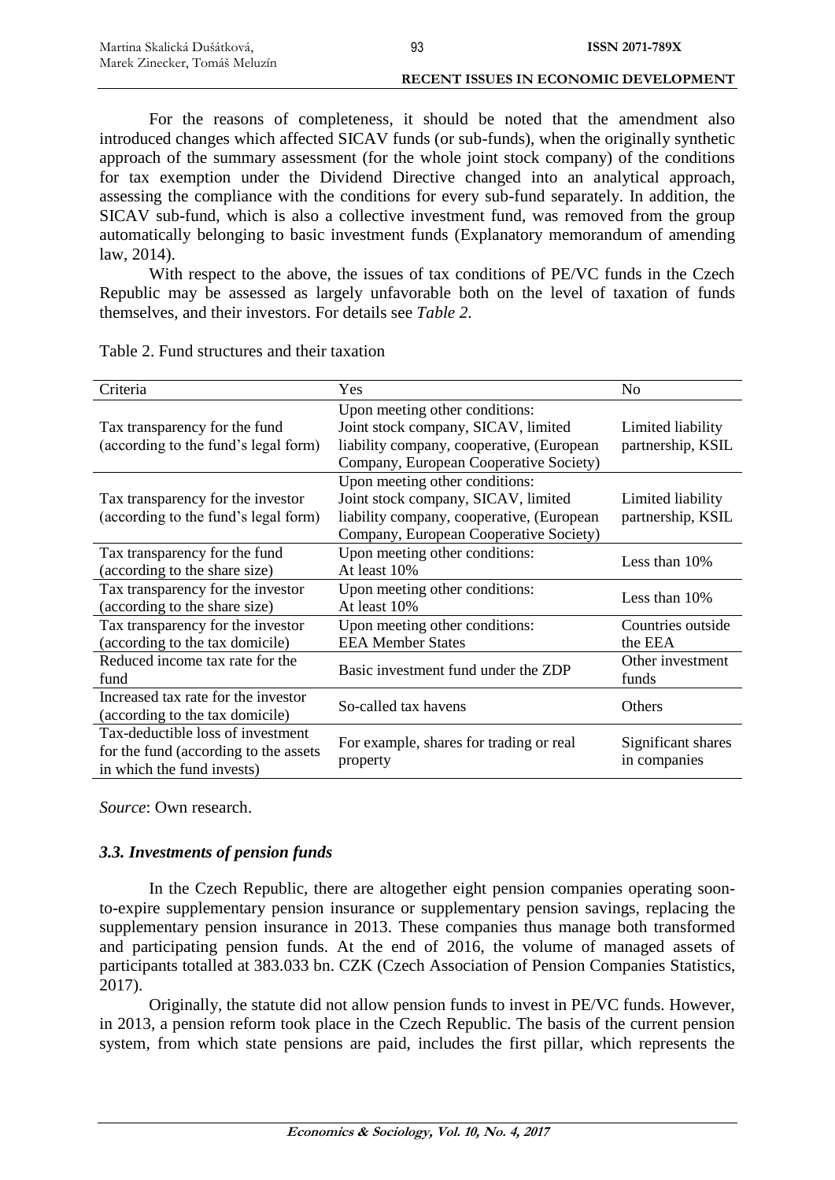For the reasons of completeness, it should be noted that the amendment also introduced changes which affected SICAV funds (or sub-funds), when the originally synthetic approach of the summary assessment (for the whole joint stock company) of the conditions for tax exemption under the Dividend Directive changed into an analytical approach, assessing the compliance with the conditions for every sub-fund separately. In addition, the SICAV sub-fund, which is also a collective investment fund, was removed from the group automatically belonging to basic investment funds (Explanatory memorandum of amending law, 2014).

With respect to the above, the issues of tax conditions of PE/VC funds in the Czech Republic may be assessed as largely unfavorable both on the level of taxation of funds themselves, and their investors. For details see *Table 2*.

Table 2. Fund structures and their taxation

| Criteria | Yes | No |
|---|---|---|
| Tax transparency for the fund (according to the fund's legal form) | Upon meeting other conditions: Joint stock company, SICAV, limited liability company, cooperative, (European Company, European Cooperative Society) | Limited liability partnership, KSIL |
| Tax transparency for the investor (according to the fund's legal form) | Upon meeting other conditions: Joint stock company, SICAV, limited liability company, cooperative, (European Company, European Cooperative Society) | Limited liability partnership, KSIL |
| Tax transparency for the fund (according to the share size) | Upon meeting other conditions: At least 10% | Less than 10% |
| Tax transparency for the investor (according to the share size) | Upon meeting other conditions: At least 10% | Less than 10% |
| Tax transparency for the investor (according to the tax domicile) | Upon meeting other conditions: EEA Member States | Countries outside the EEA |
| Reduced income tax rate for the fund | Basic investment fund under the ZDP | Other investment funds |
| Increased tax rate for the investor (according to the tax domicile) | So-called tax havens | Others |
| Tax-deductible loss of investment for the fund (according to the assets in which the fund invests) | For example, shares for trading or real property | Significant shares in companies |

*Source*: Own research.

### *3.3. Investments of pension funds*

In the Czech Republic, there are altogether eight pension companies operating soon-to-expire supplementary pension insurance or supplementary pension savings, replacing the supplementary pension insurance in 2013. These companies thus manage both transformed and participating pension funds. At the end of 2016, the volume of managed assets of participants totalled at 383.033 bn. CZK (Czech Association of Pension Companies Statistics, 2017).

Originally, the statute did not allow pension funds to invest in PE/VC funds. However, in 2013, a pension reform took place in the Czech Republic. The basis of the current pension system, from which state pensions are paid, includes the first pillar, which represents the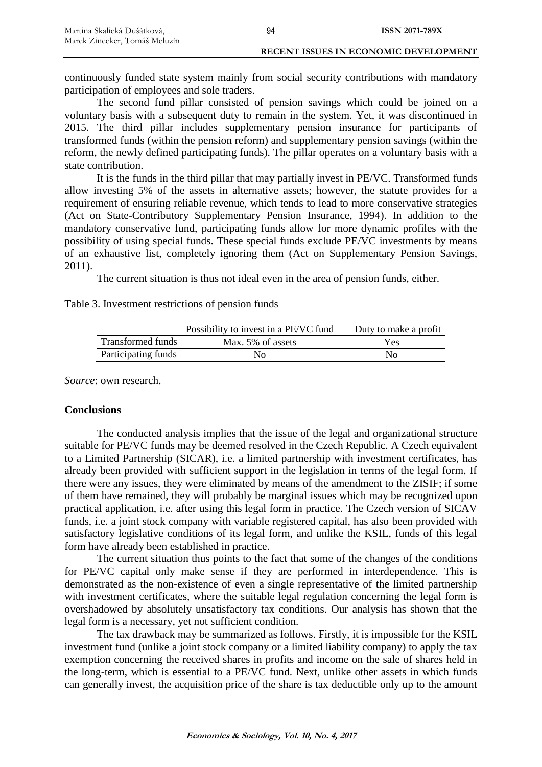continuously funded state system mainly from social security contributions with mandatory participation of employees and sole traders.

The second fund pillar consisted of pension savings which could be joined on a voluntary basis with a subsequent duty to remain in the system. Yet, it was discontinued in 2015. The third pillar includes supplementary pension insurance for participants of transformed funds (within the pension reform) and supplementary pension savings (within the reform, the newly defined participating funds). The pillar operates on a voluntary basis with a state contribution.

It is the funds in the third pillar that may partially invest in PE/VC. Transformed funds allow investing 5% of the assets in alternative assets; however, the statute provides for a requirement of ensuring reliable revenue, which tends to lead to more conservative strategies (Act on State-Contributory Supplementary Pension Insurance, 1994). In addition to the mandatory conservative fund, participating funds allow for more dynamic profiles with the possibility of using special funds. These special funds exclude PE/VC investments by means of an exhaustive list, completely ignoring them (Act on Supplementary Pension Savings, 2011).

The current situation is thus not ideal even in the area of pension funds, either.

Table 3. Investment restrictions of pension funds

| | Possibility to invest in a PE/VC fund | Duty to make a profit |
|---|---|---|
| Transformed funds | Max. 5% of assets | Yes |
| Participating funds | No | No |

*Source*: own research.

**Conclusions**

The conducted analysis implies that the issue of the legal and organizational structure suitable for PE/VC funds may be deemed resolved in the Czech Republic. A Czech equivalent to a Limited Partnership (SICAR), i.e. a limited partnership with investment certificates, has already been provided with sufficient support in the legislation in terms of the legal form. If there were any issues, they were eliminated by means of the amendment to the ZISIF; if some of them have remained, they will probably be marginal issues which may be recognized upon practical application, i.e. after using this legal form in practice. The Czech version of SICAV funds, i.e. a joint stock company with variable registered capital, has also been provided with satisfactory legislative conditions of its legal form, and unlike the KSIL, funds of this legal form have already been established in practice.

The current situation thus points to the fact that some of the changes of the conditions for PE/VC capital only make sense if they are performed in interdependence. This is demonstrated as the non-existence of even a single representative of the limited partnership with investment certificates, where the suitable legal regulation concerning the legal form is overshadowed by absolutely unsatisfactory tax conditions. Our analysis has shown that the legal form is a necessary, yet not sufficient condition.

The tax drawback may be summarized as follows. Firstly, it is impossible for the KSIL investment fund (unlike a joint stock company or a limited liability company) to apply the tax exemption concerning the received shares in profits and income on the sale of shares held in the long-term, which is essential to a PE/VC fund. Next, unlike other assets in which funds can generally invest, the acquisition price of the share is tax deductible only up to the amount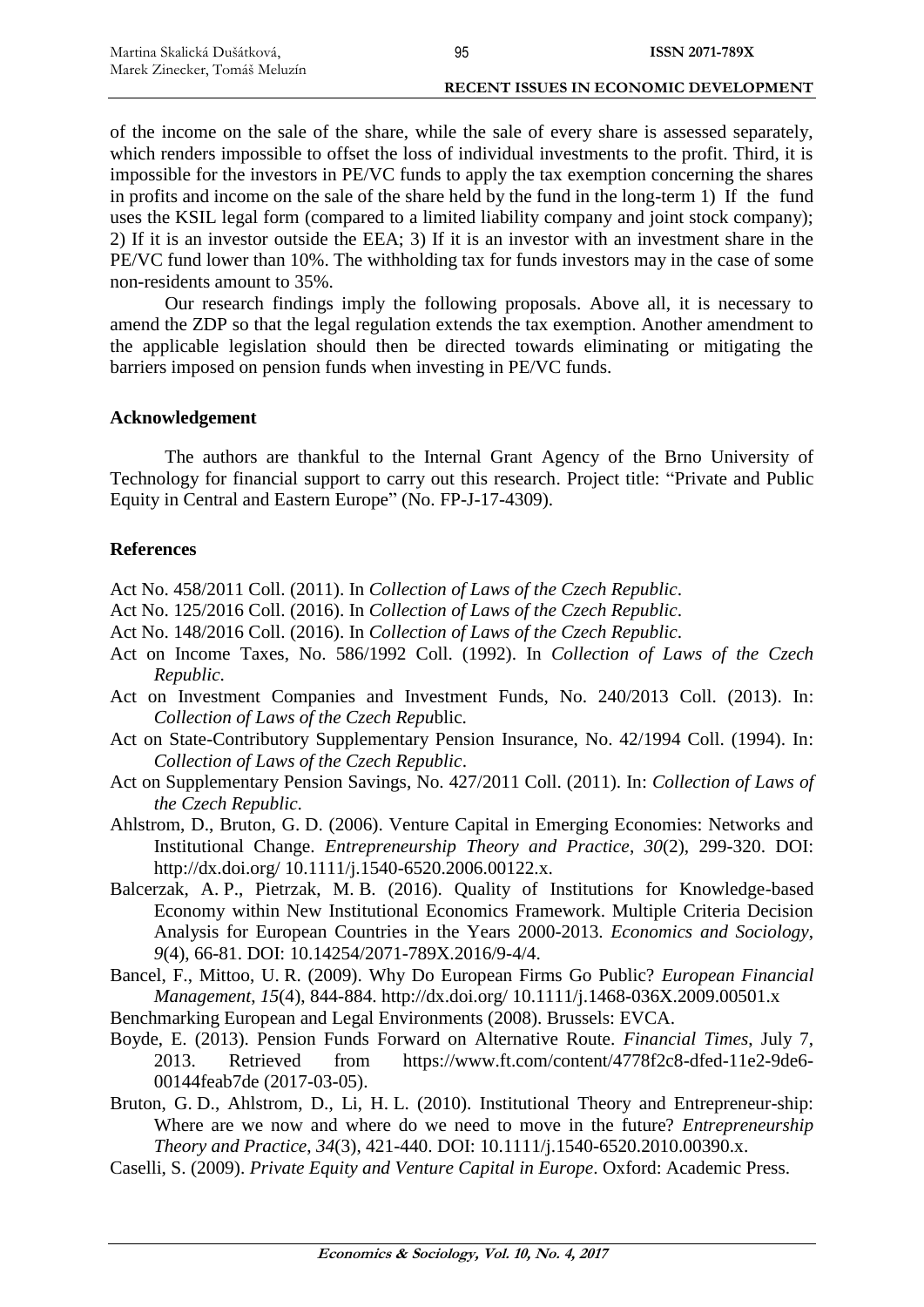of the income on the sale of the share, while the sale of every share is assessed separately, which renders impossible to offset the loss of individual investments to the profit. Third, it is impossible for the investors in PE/VC funds to apply the tax exemption concerning the shares in profits and income on the sale of the share held by the fund in the long-term 1) If the fund uses the KSIL legal form (compared to a limited liability company and joint stock company); 2) If it is an investor outside the EEA; 3) If it is an investor with an investment share in the PE/VC fund lower than 10%. The withholding tax for funds investors may in the case of some non-residents amount to 35%.

Our research findings imply the following proposals. Above all, it is necessary to amend the ZDP so that the legal regulation extends the tax exemption. Another amendment to the applicable legislation should then be directed towards eliminating or mitigating the barriers imposed on pension funds when investing in PE/VC funds.

## Acknowledgement

The authors are thankful to the Internal Grant Agency of the Brno University of Technology for financial support to carry out this research. Project title: "Private and Public Equity in Central and Eastern Europe" (No. FP-J-17-4309).

## References

Act No. 458/2011 Coll. (2011). In *Collection of Laws of the Czech Republic*.

Act No. 125/2016 Coll. (2016). In *Collection of Laws of the Czech Republic*.

Act No. 148/2016 Coll. (2016). In *Collection of Laws of the Czech Republic*.

Act on Income Taxes, No. 586/1992 Coll. (1992). In *Collection of Laws of the Czech Republic*.

Act on Investment Companies and Investment Funds, No. 240/2013 Coll. (2013). In: *Collection of Laws of the Czech Republic.*

Act on State-Contributory Supplementary Pension Insurance, No. 42/1994 Coll. (1994). In: *Collection of Laws of the Czech Republic*.

Act on Supplementary Pension Savings, No. 427/2011 Coll. (2011). In: *Collection of Laws of the Czech Republic*.

Ahlstrom, D., Bruton, G. D. (2006). Venture Capital in Emerging Economies: Networks and Institutional Change. *Entrepreneurship Theory and Practice*, *30*(2), 299-320. DOI: http://dx.doi.org/ 10.1111/j.1540-6520.2006.00122.x.

Balcerzak, A. P., Pietrzak, M. B. (2016). Quality of Institutions for Knowledge-based Economy within New Institutional Economics Framework. Multiple Criteria Decision Analysis for European Countries in the Years 2000-2013. *Economics and Sociology*, *9*(4), 66-81. DOI: 10.14254/2071-789X.2016/9-4/4.

Bancel, F., Mittoo, U. R. (2009). Why Do European Firms Go Public? *European Financial Management*, *15*(4), 844-884. http://dx.doi.org/ 10.1111/j.1468-036X.2009.00501.x

Benchmarking European and Legal Environments (2008). Brussels: EVCA.

Boyde, E. (2013). Pension Funds Forward on Alternative Route. *Financial Times*, July 7, 2013. Retrieved from https://www.ft.com/content/4778f2c8-dfed-11e2-9de6-00144feab7de (2017-03-05).

Bruton, G. D., Ahlstrom, D., Li, H. L. (2010). Institutional Theory and Entrepreneur-ship: Where are we now and where do we need to move in the future? *Entrepreneurship Theory and Practice*, *34*(3), 421-440. DOI: 10.1111/j.1540-6520.2010.00390.x.

Caselli, S. (2009). *Private Equity and Venture Capital in Europe*. Oxford: Academic Press.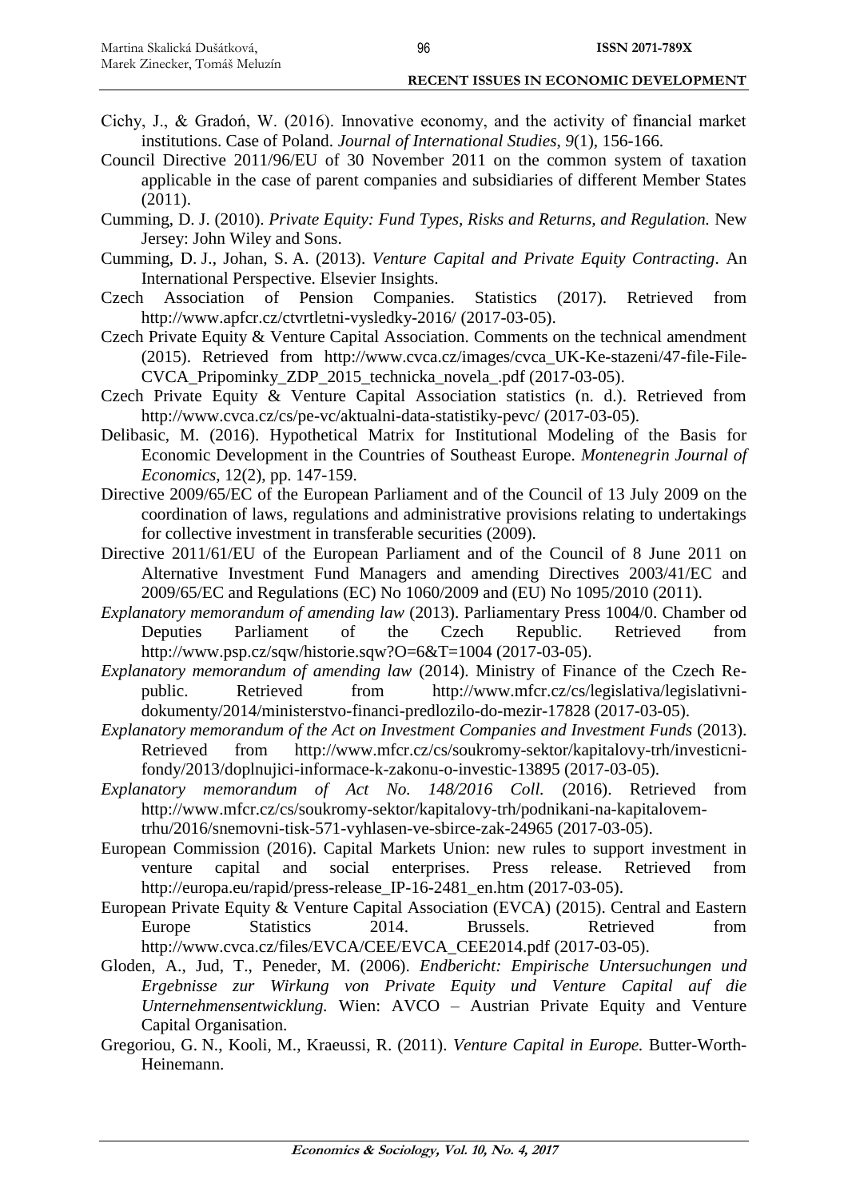Cichy, J., & Gradoń, W. (2016). Innovative economy, and the activity of financial market institutions. Case of Poland. *Journal of International Studies*, *9*(1), 156-166.

Council Directive 2011/96/EU of 30 November 2011 on the common system of taxation applicable in the case of parent companies and subsidiaries of different Member States (2011).

Cumming, D. J. (2010). *Private Equity: Fund Types, Risks and Returns, and Regulation.* New Jersey: John Wiley and Sons.

Cumming, D. J., Johan, S. A. (2013). *Venture Capital and Private Equity Contracting*. An International Perspective. Elsevier Insights.

Czech Association of Pension Companies. Statistics (2017). Retrieved from http://www.apfcr.cz/ctvrtletni-vysledky-2016/ (2017-03-05).

Czech Private Equity & Venture Capital Association. Comments on the technical amendment (2015). Retrieved from http://www.cvca.cz/images/cvca_UK-Ke-stazeni/47-file-File-CVCA_Pripominky_ZDP_2015_technicka_novela_.pdf (2017-03-05).

Czech Private Equity & Venture Capital Association statistics (n. d.). Retrieved from http://www.cvca.cz/cs/pe-vc/aktualni-data-statistiky-pevc/ (2017-03-05).

Delibasic, M. (2016). Hypothetical Matrix for Institutional Modeling of the Basis for Economic Development in the Countries of Southeast Europe. *Montenegrin Journal of Economics*, 12(2), pp. 147-159.

Directive 2009/65/EC of the European Parliament and of the Council of 13 July 2009 on the coordination of laws, regulations and administrative provisions relating to undertakings for collective investment in transferable securities (2009).

Directive 2011/61/EU of the European Parliament and of the Council of 8 June 2011 on Alternative Investment Fund Managers and amending Directives 2003/41/EC and 2009/65/EC and Regulations (EC) No 1060/2009 and (EU) No 1095/2010 (2011).

*Explanatory memorandum of amending law* (2013). Parliamentary Press 1004/0. Chamber od Deputies Parliament of the Czech Republic. Retrieved from http://www.psp.cz/sqw/historie.sqw?O=6&T=1004 (2017-03-05).

*Explanatory memorandum of amending law* (2014). Ministry of Finance of the Czech Republic. Retrieved from http://www.mfcr.cz/cs/legislativa/legislativni-dokumenty/2014/ministerstvo-financi-predlozilo-do-mezir-17828 (2017-03-05).

*Explanatory memorandum of the Act on Investment Companies and Investment Funds* (2013). Retrieved from http://www.mfcr.cz/cs/soukromy-sektor/kapitalovy-trh/investicni-fondy/2013/doplnujici-informace-k-zakonu-o-investic-13895 (2017-03-05).

*Explanatory memorandum of Act No. 148/2016 Coll.* (2016). Retrieved from http://www.mfcr.cz/cs/soukromy-sektor/kapitalovy-trh/podnikani-na-kapitalovem-trhu/2016/snemovni-tisk-571-vyhlasen-ve-sbirce-zak-24965 (2017-03-05).

European Commission (2016). Capital Markets Union: new rules to support investment in venture capital and social enterprises. Press release. Retrieved from http://europa.eu/rapid/press-release_IP-16-2481_en.htm (2017-03-05).

European Private Equity & Venture Capital Association (EVCA) (2015). Central and Eastern Europe Statistics 2014. Brussels. Retrieved from http://www.cvca.cz/files/EVCA/CEE/EVCA_CEE2014.pdf (2017-03-05).

Gloden, A., Jud, T., Peneder, M. (2006). *Endbericht: Empirische Untersuchungen und Ergebnisse zur Wirkung von Private Equity und Venture Capital auf die Unternehmensentwicklung.* Wien: AVCO – Austrian Private Equity and Venture Capital Organisation.

Gregoriou, G. N., Kooli, M., Kraeussi, R. (2011). *Venture Capital in Europe.* Butter-Worth-Heinemann.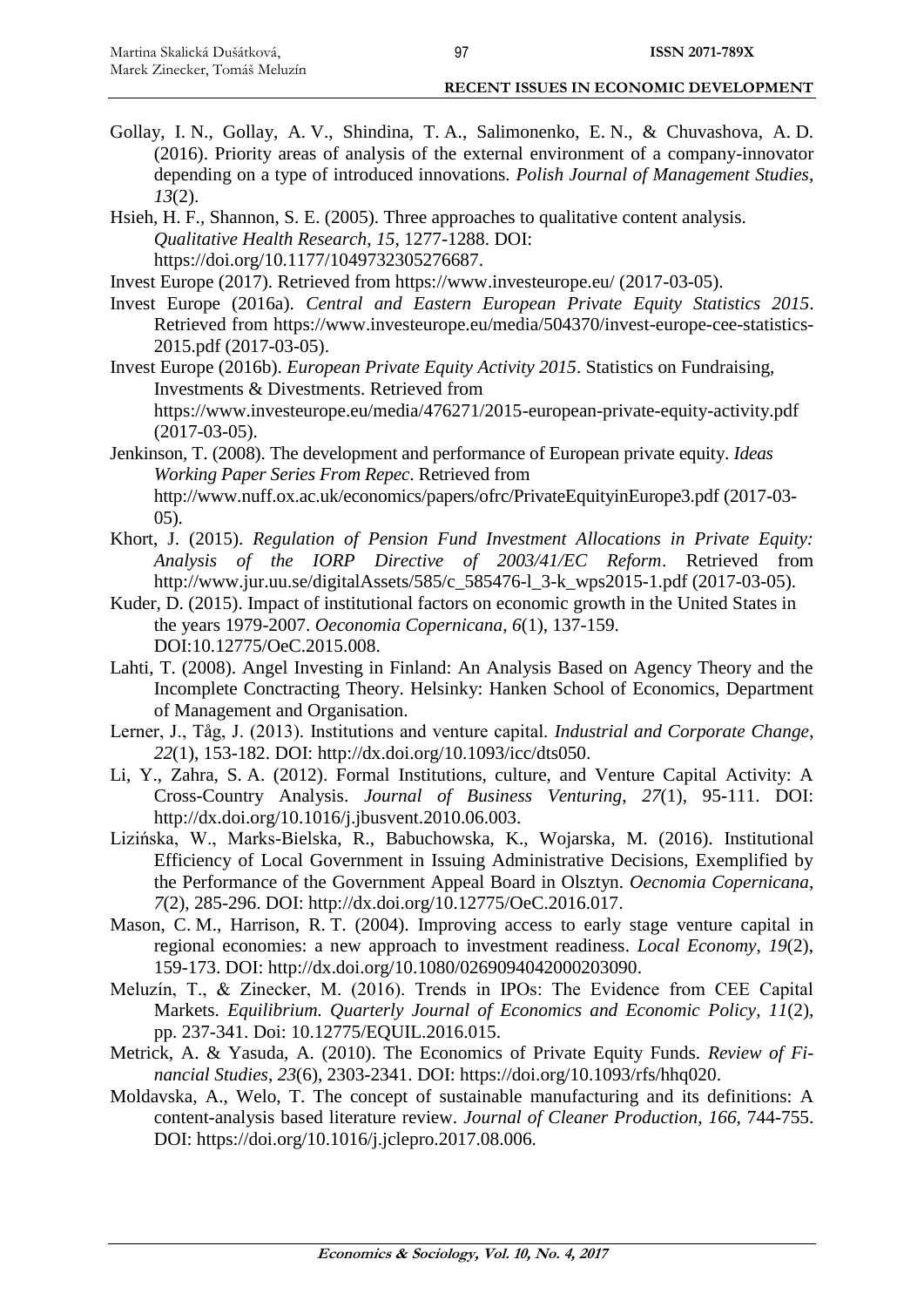Gollay, I. N., Gollay, A. V., Shindina, T. A., Salimonenko, E. N., & Chuvashova, A. D. (2016). Priority areas of analysis of the external environment of a company-innovator depending on a type of introduced innovations. *Polish Journal of Management Studies*, *13*(2).

Hsieh, H. F., Shannon, S. E. (2005). Three approaches to qualitative content analysis. *Qualitative Health Research*, *15*, 1277-1288. DOI: https://doi.org/10.1177/1049732305276687.

Invest Europe (2017). Retrieved from https://www.investeurope.eu/ (2017-03-05).

Invest Europe (2016a). *Central and Eastern European Private Equity Statistics 2015*. Retrieved from https://www.investeurope.eu/media/504370/invest-europe-cee-statistics-2015.pdf (2017-03-05).

Invest Europe (2016b). *European Private Equity Activity 2015*. Statistics on Fundraising, Investments & Divestments. Retrieved from https://www.investeurope.eu/media/476271/2015-european-private-equity-activity.pdf (2017-03-05).

Jenkinson, T. (2008). The development and performance of European private equity. *Ideas Working Paper Series From Repec*. Retrieved from http://www.nuff.ox.ac.uk/economics/papers/ofrc/PrivateEquityinEurope3.pdf (2017-03-05).

Khort, J. (2015). *Regulation of Pension Fund Investment Allocations in Private Equity: Analysis of the IORP Directive of 2003/41/EC Reform*. Retrieved from http://www.jur.uu.se/digitalAssets/585/c_585476-l_3-k_wps2015-1.pdf (2017-03-05).

Kuder, D. (2015). Impact of institutional factors on economic growth in the United States in the years 1979-2007. *Oeconomia Copernicana*, *6*(1), 137-159. DOI:10.12775/OeC.2015.008.

Lahti, T. (2008). Angel Investing in Finland: An Analysis Based on Agency Theory and the Incomplete Conctracting Theory. Helsinky: Hanken School of Economics, Department of Management and Organisation.

Lerner, J., Tåg, J. (2013). Institutions and venture capital. *Industrial and Corporate Change*, *22*(1), 153-182. DOI: http://dx.doi.org/10.1093/icc/dts050.

Li, Y., Zahra, S. A. (2012). Formal Institutions, culture, and Venture Capital Activity: A Cross-Country Analysis. *Journal of Business Venturing*, *27*(1), 95-111. DOI: http://dx.doi.org/10.1016/j.jbusvent.2010.06.003.

Lizińska, W., Marks-Bielska, R., Babuchowska, K., Wojarska, M. (2016). Institutional Efficiency of Local Government in Issuing Administrative Decisions, Exemplified by the Performance of the Government Appeal Board in Olsztyn. *Oecnomia Copernicana*, *7*(2), 285-296. DOI: http://dx.doi.org/10.12775/OeC.2016.017.

Mason, C. M., Harrison, R. T. (2004). Improving access to early stage venture capital in regional economies: a new approach to investment readiness. *Local Economy*, *19*(2), 159-173. DOI: http://dx.doi.org/10.1080/0269094042000203090.

Meluzín, T., & Zinecker, M. (2016). Trends in IPOs: The Evidence from CEE Capital Markets. *Equilibrium. Quarterly Journal of Economics and Economic Policy*, *11*(2), pp. 237-341. Doi: 10.12775/EQUIL.2016.015.

Metrick, A. & Yasuda, A. (2010). The Economics of Private Equity Funds. *Review of Financial Studies*, *23*(6), 2303-2341. DOI: https://doi.org/10.1093/rfs/hhq020.

Moldavska, A., Welo, T. The concept of sustainable manufacturing and its definitions: A content-analysis based literature review. *Journal of Cleaner Production*, *166*, 744-755. DOI: https://doi.org/10.1016/j.jclepro.2017.08.006.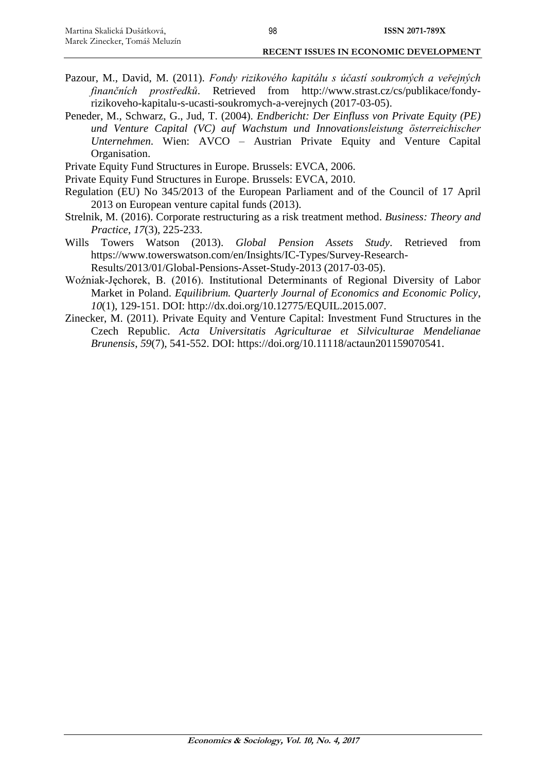Pazour, M., David, M. (2011). *Fondy rizikového kapitálu s účastí soukromých a veřejných finančních prostředků*. Retrieved from http://www.strast.cz/cs/publikace/fondy-rizikoveho-kapitalu-s-ucasti-soukromych-a-verejnych (2017-03-05).

Peneder, M., Schwarz, G., Jud, T. (2004). *Endbericht: Der Einfluss von Private Equity (PE) und Venture Capital (VC) auf Wachstum und Innovationsleistung österreichischer Unternehmen*. Wien: AVCO – Austrian Private Equity and Venture Capital Organisation.

Private Equity Fund Structures in Europe. Brussels: EVCA, 2006.

Private Equity Fund Structures in Europe. Brussels: EVCA, 2010.

Regulation (EU) No 345/2013 of the European Parliament and of the Council of 17 April 2013 on European venture capital funds (2013).

Strelnik, M. (2016). Corporate restructuring as a risk treatment method. *Business: Theory and Practice*, *17*(3), 225-233.

Wills Towers Watson (2013). *Global Pension Assets Study*. Retrieved from https://www.towerswatson.com/en/Insights/IC-Types/Survey-Research-Results/2013/01/Global-Pensions-Asset-Study-2013 (2017-03-05).

Woźniak-Jęchorek, B. (2016). Institutional Determinants of Regional Diversity of Labor Market in Poland. *Equilibrium. Quarterly Journal of Economics and Economic Policy*, *10*(1), 129-151. DOI: http://dx.doi.org/10.12775/EQUIL.2015.007.

Zinecker, M. (2011). Private Equity and Venture Capital: Investment Fund Structures in the Czech Republic. *Acta Universitatis Agriculturae et Silviculturae Mendelianae Brunensis*, *59*(7), 541-552. DOI: https://doi.org/10.11118/actaun201159070541.